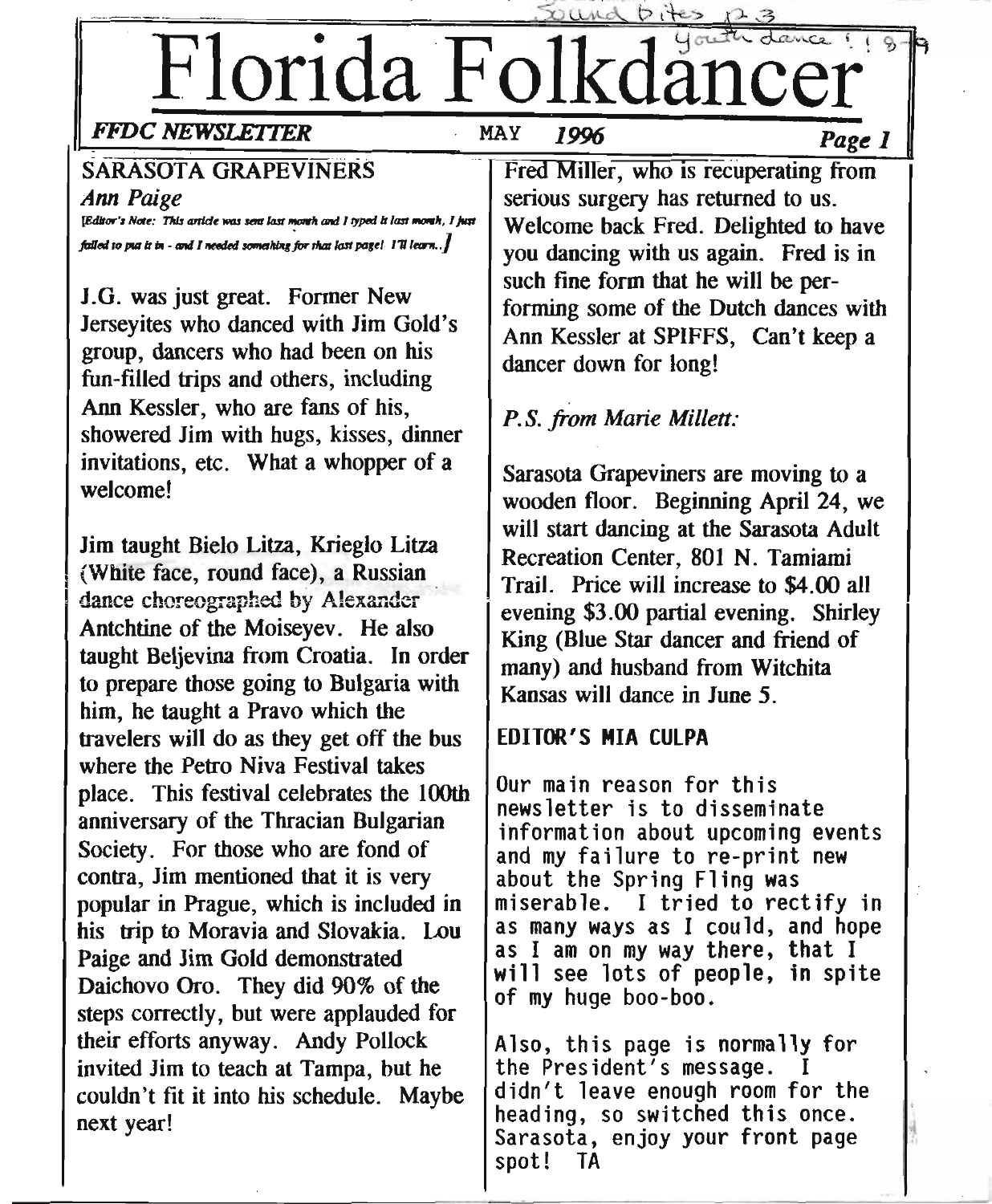Sound bites p3
Youth dance ! ! 8-9

# Florida Folkdancer

*FFDC NEWSLETTER* MAY *1996*

## SARASOTA GRAPEVINERS

*Ann Paige*

*[Editor's Note: This article was sent last month and I typed it last month, I just failed to put it in - and I needed something for that last page! I'll learn..]*

J.G. was just great. Former New Jerseyites who danced with Jim Gold's group, dancers who had been on his fun-filled trips and others, including Ann Kessler, who are fans of his, showered Jim with hugs, kisses, dinner invitations, etc. What a whopper of a welcome!

Jim taught Bielo Litza, Krieglo Litza (White face, round face), a Russian dance choreographed by Alexander Antchtine of the Moiseyev. He also taught Beljevina from Croatia. In order to prepare those going to Bulgaria with him, he taught a Pravo which the travelers will do as they get off the bus where the Petro Niva Festival takes place. This festival celebrates the 100th anniversary of the Thracian Bulgarian Society. For those who are fond of contra, Jim mentioned that it is very popular in Prague, which is included in his trip to Moravia and Slovakia. Lou Paige and Jim Gold demonstrated Daichovo Oro. They did 90% of the steps correctly, but were applauded for their efforts anyway. Andy Pollock invited Jim to teach at Tampa, but he couldn't fit it into his schedule. Maybe next year!

Fred Miller, who is recuperating from serious surgery has returned to us. Welcome back Fred. Delighted to have you dancing with us again. Fred is in such fine form that he will be performing some of the Dutch dances with Ann Kessler at SPIFFS, Can't keep a dancer down for long!

*P.S. from Marie Millett:*

Sarasota Grapeviners are moving to a wooden floor. Beginning April 24, we will start dancing at the Sarasota Adult Recreation Center, 801 N. Tamiami Trail. Price will increase to $4.00 all evening $3.00 partial evening. Shirley King (Blue Star dancer and friend of many) and husband from Witchita Kansas will dance in June 5.

## EDITOR'S MIA CULPA

Our main reason for this newsletter is to disseminate information about upcoming events and my failure to re-print new about the Spring Fling was miserable. I tried to rectify in as many ways as I could, and hope as I am on my way there, that I will see lots of people, in spite of my huge boo-boo.

Also, this page is normally for the President's message. I didn't leave enough room for the heading, so switched this once. Sarasota, enjoy your front page spot! TA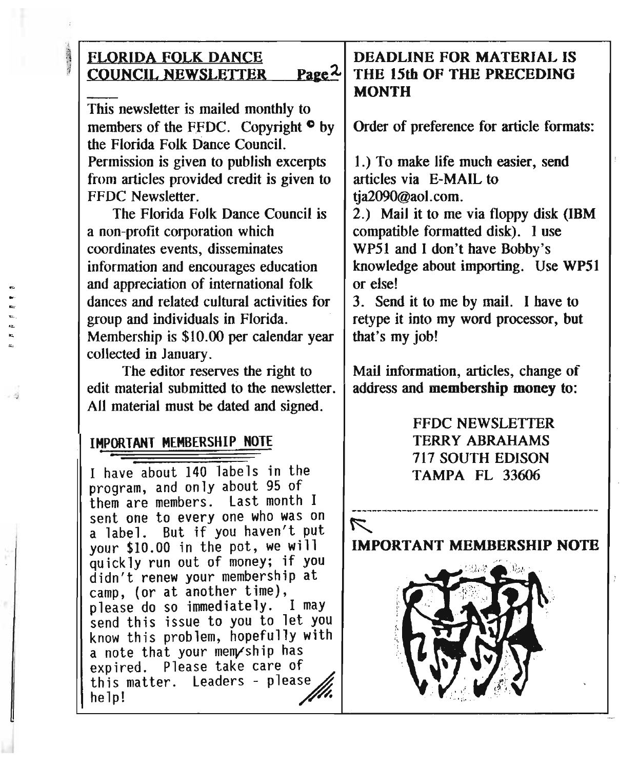## FLORIDA FOLK DANCE COUNCIL NEWSLETTER

This newsletter is mailed monthly to members of the FFDC. Copyright © by the Florida Folk Dance Council. Permission is given to publish excerpts from articles provided credit is given to FFDC Newsletter.

The Florida Folk Dance Council is a non-profit corporation which coordinates events, disseminates information and encourages education and appreciation of international folk dances and related cultural activities for group and individuals in Florida. Membership is $10.00 per calendar year collected in January.

The editor reserves the right to edit material submitted to the newsletter. All material must be dated and signed.

### IMPORTANT MEMBERSHIP NOTE

I have about 140 labels in the program, and only about 95 of them are members. Last month I sent one to every one who was on a label. But if you haven't put your $10.00 in the pot, we will quickly run out of money; if you didn't renew your membership at camp, (or at another time), please do so immediately. I may send this issue to you to let you know this problem, hopefully with a note that your membership has expired. Please take care of this matter. Leaders - please help!

### DEADLINE FOR MATERIAL IS THE 15th OF THE PRECEDING MONTH

Order of preference for article formats:

1.) To make life much easier, send articles via E-MAIL to tja2090@aol.com.

2.) Mail it to me via floppy disk (IBM compatible formatted disk). I use WP51 and I don't have Bobby's knowledge about importing. Use WP51 or else!

3. Send it to me by mail. I have to retype it into my word processor, but that's my job!

Mail information, articles, change of address and **membership money** to:

FFDC NEWSLETTER  
TERRY ABRAHAMS  
717 SOUTH EDISON  
TAMPA FL 33606

---

**IMPORTANT MEMBERSHIP NOTE**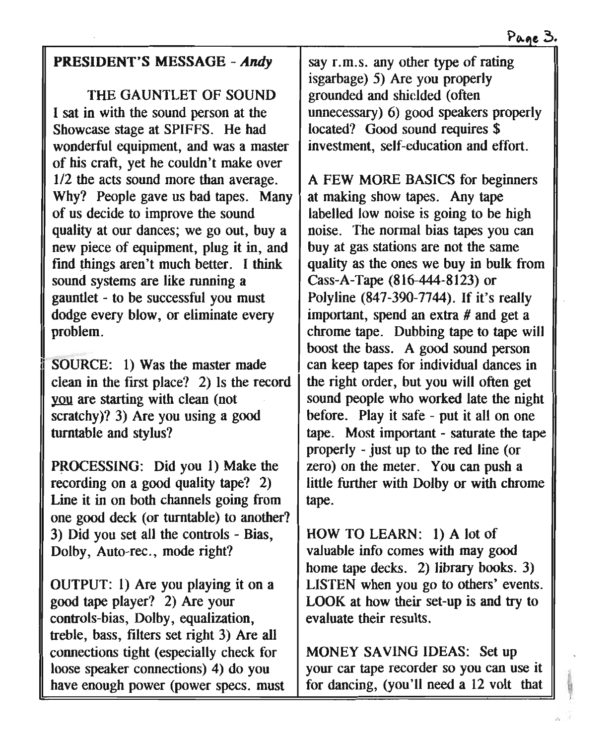## PRESIDENT'S MESSAGE - *Andy*

THE GAUNTLET OF SOUND

I sat in with the sound person at the Showcase stage at SPIFFS. He had wonderful equipment, and was a master of his craft, yet he couldn't make over 1/2 the acts sound more than average. Why? People gave us bad tapes. Many of us decide to improve the sound quality at our dances; we go out, buy a new piece of equipment, plug it in, and find things aren't much better. I think sound systems are like running a gauntlet - to be successful you must dodge every blow, or eliminate every problem.

SOURCE: 1) Was the master made clean in the first place? 2) Is the record you are starting with clean (not scratchy)? 3) Are you using a good turntable and stylus?

PROCESSING: Did you 1) Make the recording on a good quality tape? 2) Line it in on both channels going from one good deck (or turntable) to another? 3) Did you set all the controls - Bias, Dolby, Auto-rec., mode right?

OUTPUT: 1) Are you playing it on a good tape player? 2) Are your controls-bias, Dolby, equalization, treble, bass, filters set right 3) Are all connections tight (especially check for loose speaker connections) 4) do you have enough power (power specs. must say r.m.s. any other type of rating isgarbage) 5) Are you properly grounded and shielded (often unnecessary) 6) good speakers properly located? Good sound requires $ investment, self-education and effort.

A FEW MORE BASICS for beginners at making show tapes. Any tape labelled low noise is going to be high noise. The normal bias tapes you can buy at gas stations are not the same quality as the ones we buy in bulk from Cass-A-Tape (816-444-8123) or Polyline (847-390-7744). If it's really important, spend an extra # and get a chrome tape. Dubbing tape to tape will boost the bass. A good sound person can keep tapes for individual dances in the right order, but you will often get sound people who worked late the night before. Play it safe - put it all on one tape. Most important - saturate the tape properly - just up to the red line (or zero) on the meter. You can push a little further with Dolby or with chrome tape.

HOW TO LEARN: 1) A lot of valuable info comes with may good home tape decks. 2) library books. 3) LISTEN when you go to others' events. LOOK at how their set-up is and try to evaluate their results.

MONEY SAVING IDEAS: Set up your car tape recorder so you can use it for dancing, (you'll need a 12 volt that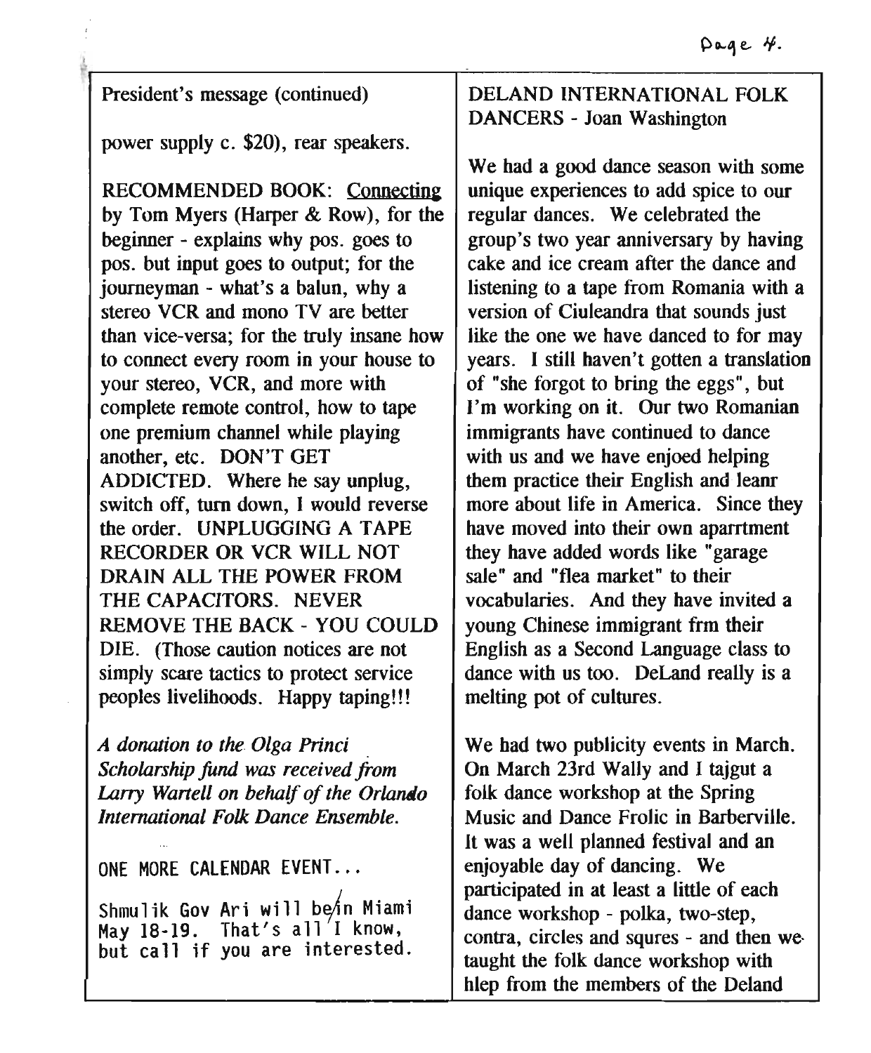President's message (continued)

power supply c. $20), rear speakers.

RECOMMENDED BOOK: Connecting by Tom Myers (Harper & Row), for the beginner - explains why pos. goes to pos. but input goes to output; for the journeyman - what's a balun, why a stereo VCR and mono TV are better than vice-versa; for the truly insane how to connect every room in your house to your stereo, VCR, and more with complete remote control, how to tape one premium channel while playing another, etc. DON'T GET ADDICTED. Where he say unplug, switch off, turn down, I would reverse the order. UNPLUGGING A TAPE RECORDER OR VCR WILL NOT DRAIN ALL THE POWER FROM THE CAPACITORS. NEVER REMOVE THE BACK - YOU COULD DIE. (Those caution notices are not simply scare tactics to protect service peoples livelihoods. Happy taping!!!

*A donation to the Olga Princi Scholarship fund was received from Larry Wartell on behalf of the Orlando International Folk Dance Ensemble.*

ONE MORE CALENDAR EVENT...

Shmulik Gov Ari will be in Miami May 18-19. That's all I know, but call if you are interested.

## DELAND INTERNATIONAL FOLK DANCERS - Joan Washington

We had a good dance season with some unique experiences to add spice to our regular dances. We celebrated the group's two year anniversary by having cake and ice cream after the dance and listening to a tape from Romania with a version of Ciuleandra that sounds just like the one we have danced to for may years. I still haven't gotten a translation of "she forgot to bring the eggs", but I'm working on it. Our two Romanian immigrants have continued to dance with us and we have enjoed helping them practice their English and leanr more about life in America. Since they have moved into their own aparrtment they have added words like "garage sale" and "flea market" to their vocabularies. And they have invited a young Chinese immigrant frm their English as a Second Language class to dance with us too. DeLand really is a melting pot of cultures.

We had two publicity events in March. On March 23rd Wally and I tajgut a folk dance workshop at the Spring Music and Dance Frolic in Barberville. It was a well planned festival and an enjoyable day of dancing. We participated in at least a little of each dance workshop - polka, two-step, contra, circles and squres - and then we taught the folk dance workshop with hlep from the members of the Deland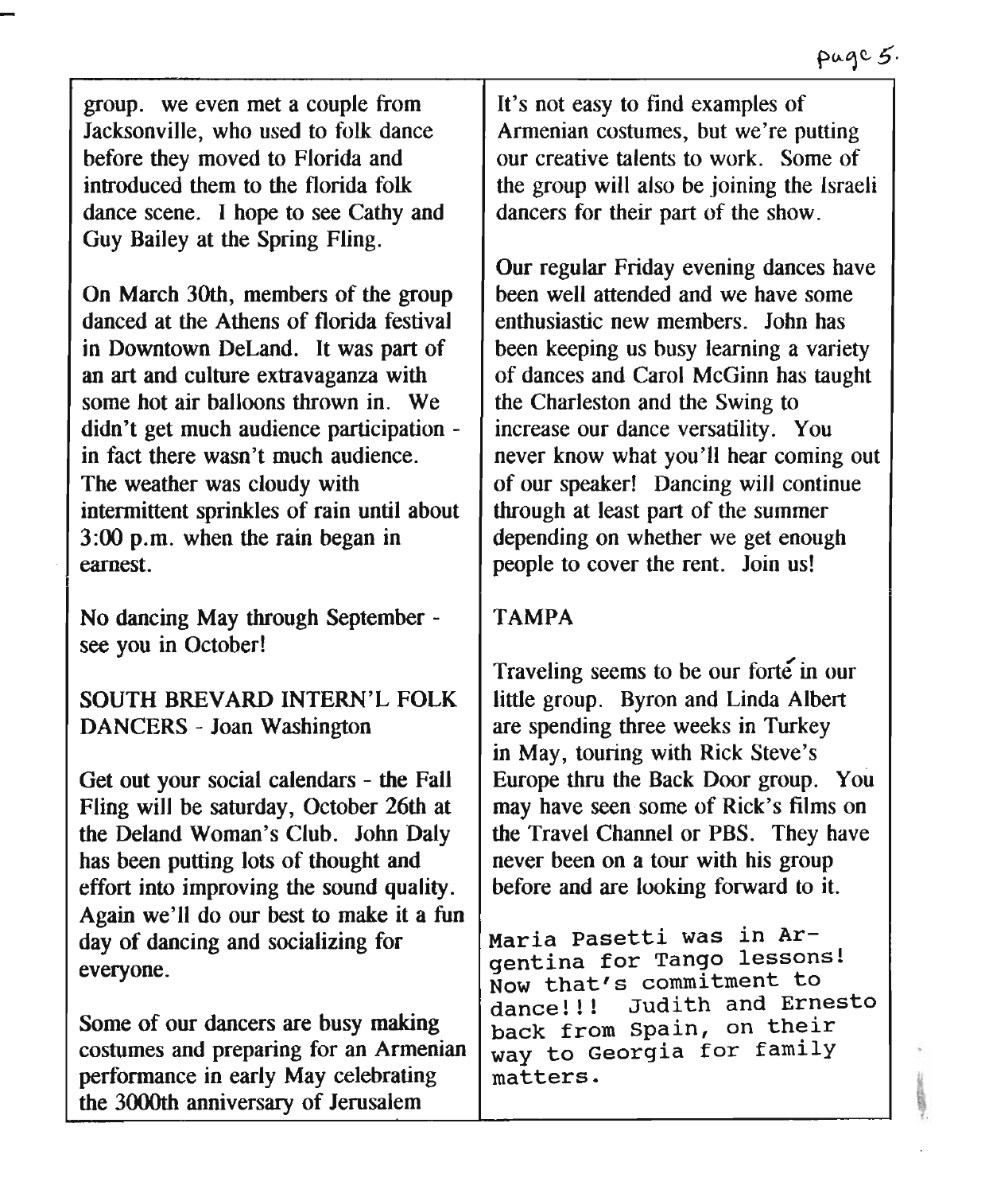group. we even met a couple from Jacksonville, who used to folk dance before they moved to Florida and introduced them to the florida folk dance scene. I hope to see Cathy and Guy Bailey at the Spring Fling.

On March 30th, members of the group danced at the Athens of florida festival in Downtown DeLand. It was part of an art and culture extravaganza with some hot air balloons thrown in. We didn't get much audience participation - in fact there wasn't much audience. The weather was cloudy with intermittent sprinkles of rain until about 3:00 p.m. when the rain began in earnest.

No dancing May through September - see you in October!

SOUTH BREVARD INTERN'L FOLK DANCERS - Joan Washington

Get out your social calendars - the Fall Fling will be saturday, October 26th at the Deland Woman's Club. John Daly has been putting lots of thought and effort into improving the sound quality. Again we'll do our best to make it a fun day of dancing and socializing for everyone.

Some of our dancers are busy making costumes and preparing for an Armenian performance in early May celebrating the 3000th anniversary of Jerusalem

It's not easy to find examples of Armenian costumes, but we're putting our creative talents to work. Some of the group will also be joining the Israeli dancers for their part of the show.

Our regular Friday evening dances have been well attended and we have some enthusiastic new members. John has been keeping us busy learning a variety of dances and Carol McGinn has taught the Charleston and the Swing to increase our dance versatility. You never know what you'll hear coming out of our speaker! Dancing will continue through at least part of the summer depending on whether we get enough people to cover the rent. Join us!

TAMPA

Traveling seems to be our forté in our little group. Byron and Linda Albert are spending three weeks in Turkey in May, touring with Rick Steve's Europe thru the Back Door group. You may have seen some of Rick's films on the Travel Channel or PBS. They have never been on a tour with his group before and are looking forward to it.

Maria Pasetti was in Argentina for Tango lessons! Now that's commitment to dance!!! Judith and Ernesto back from Spain, on their way to Georgia for family matters.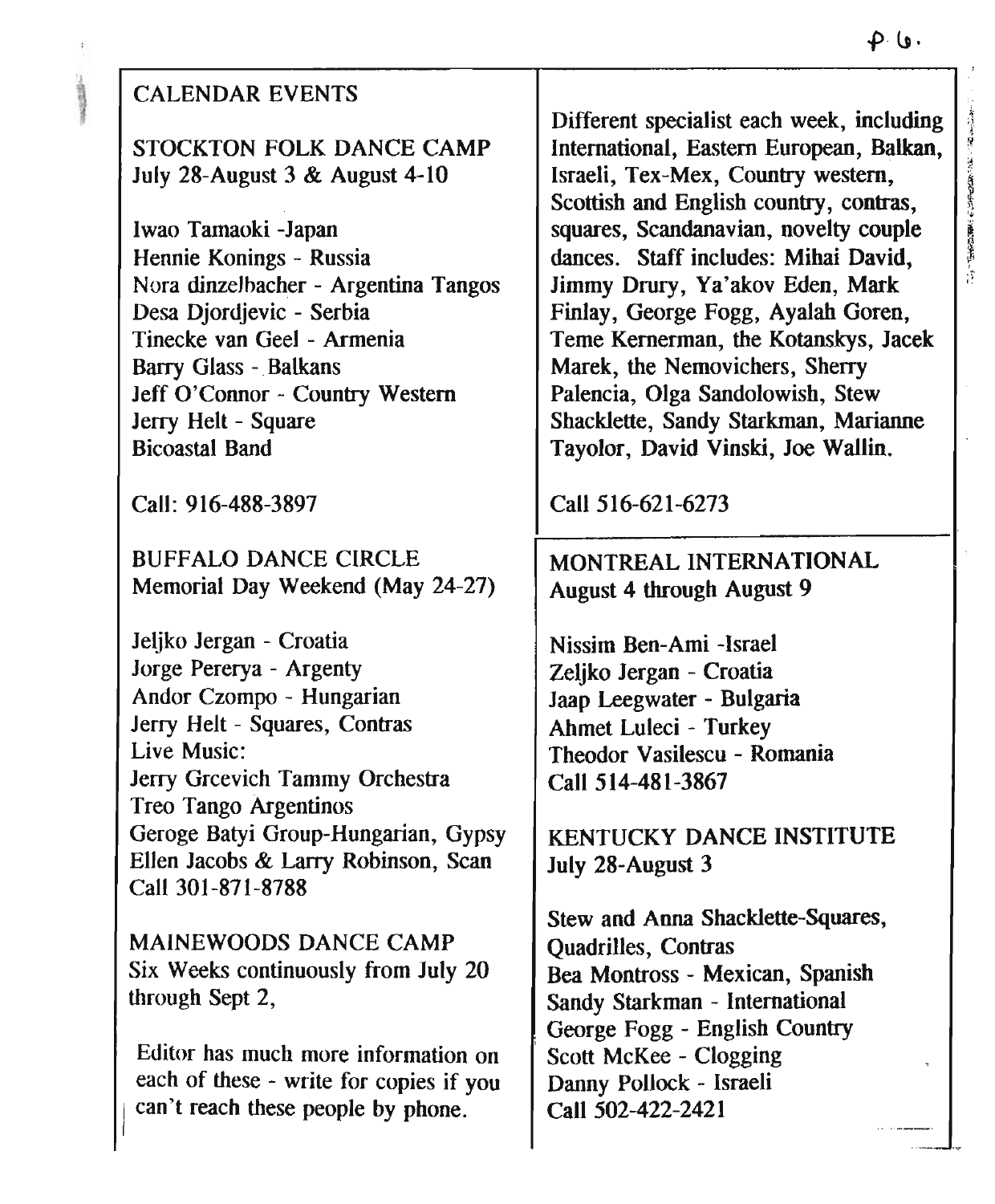## CALENDAR EVENTS

### STOCKTON FOLK DANCE CAMP
July 28-August 3 & August 4-10

Iwao Tamaoki -Japan
Hennie Konings - Russia
Nora dinzelbacher - Argentina Tangos
Desa Djordjevic - Serbia
Tinecke van Geel - Armenia
Barry Glass - Balkans
Jeff O'Connor - Country Western
Jerry Helt - Square
Bicoastal Band

Call: 916-488-3897

### BUFFALO DANCE CIRCLE
Memorial Day Weekend (May 24-27)

Jeljko Jergan - Croatia
Jorge Pererya - Argenty
Andor Czompo - Hungarian
Jerry Helt - Squares, Contras
Live Music:
Jerry Grcevich Tammy Orchestra
Treo Tango Argentinos
Geroge Batyi Group-Hungarian, Gypsy
Ellen Jacobs & Larry Robinson, Scan
Call 301-871-8788

### MAINEWOODS DANCE CAMP
Six Weeks continuously from July 20 through Sept 2,

Different specialist each week, including International, Eastern European, Balkan, Israeli, Tex-Mex, Country western, Scottish and English country, contras, squares, Scandanavian, novelty couple dances. Staff includes: Mihai David, Jimmy Drury, Ya'akov Eden, Mark Finlay, George Fogg, Ayalah Goren, Teme Kernerman, the Kotanskys, Jacek Marek, the Nemovichers, Sherry Palencia, Olga Sandolowish, Stew Shacklette, Sandy Starkman, Marianne Tayolor, David Vinski, Joe Wallin.

Call 516-621-6273

Editor has much more information on each of these - write for copies if you can't reach these people by phone.

### MONTREAL INTERNATIONAL
August 4 through August 9

Nissim Ben-Ami -Israel
Zeljko Jergan - Croatia
Jaap Leegwater - Bulgaria
Ahmet Luleci - Turkey
Theodor Vasilescu - Romania
Call 514-481-3867

### KENTUCKY DANCE INSTITUTE
July 28-August 3

Stew and Anna Shacklette-Squares, Quadrilles, Contras
Bea Montross - Mexican, Spanish
Sandy Starkman - International
George Fogg - English Country
Scott McKee - Clogging
Danny Pollock - Israeli
Call 502-422-2421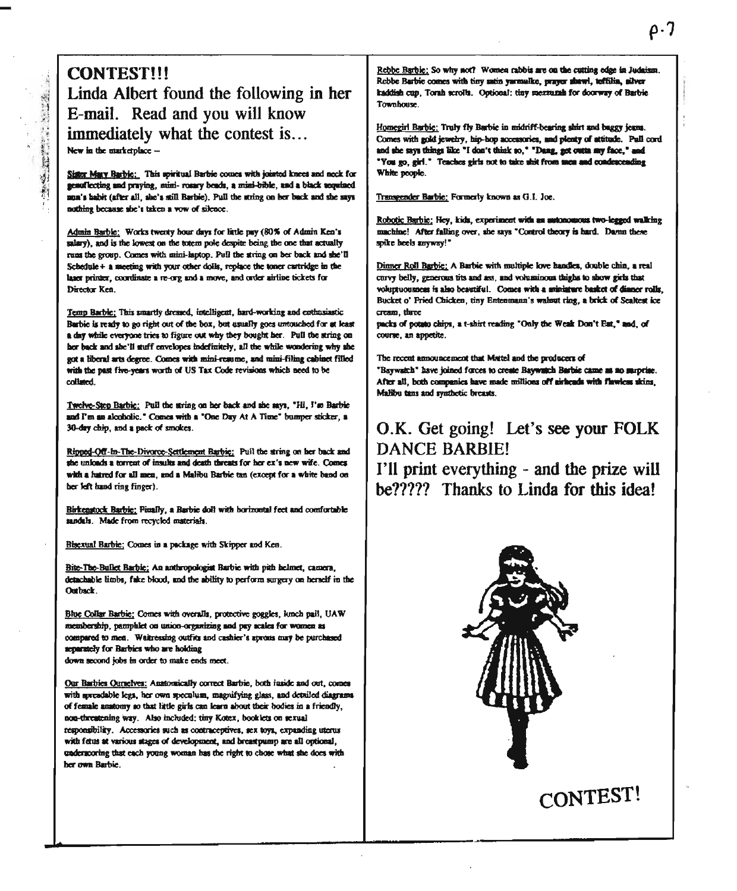# CONTEST!!!

## Linda Albert found the following in her E-mail. Read and you will know immediately what the contest is…

New in the marketplace –

Sister Mary Barbie: This spiritual Barbie comes with jointed knees and neck for genuflecting and praying, mini- rosary beads, a mini-bible, and a black sequined nun's habit (after all, she's still Barbie). Pull the string on her back and she says nothing because she's taken a vow of silence.

Admin Barbie: Works twenty hour days for little pay (80% of Admin Ken's salary), and is the lowest on the totem pole despite being the one that actually runs the group. Comes with mini-laptop. Pull the string on her back and she'll Schedule+ a meeting with your other dolls, replace the toner cartridge in the laser printer, coordinate a re-org and a move, and order airline tickets for Director Ken.

Temp Barbie: This smartly dressed, intelligent, hard-working and enthusiastic Barbie is ready to go right out of the box, but usually goes untouched for at least a day while everyone tries to figure out why they bought her. Pull the string on her back and she'll stuff envelopes indefinitely, all the while wondering why she got a liberal arts degree. Comes with mini-resume, and mini-filing cabinet filled with the past five-years worth of US Tax Code revisions which need to be collated.

Twelve-Step Barbie: Pull the string on her back and she says, "Hi, I'm Barbie and I'm an alcoholic." Comes with a "One Day At A Time" bumper sticker, a 30-day chip, and a pack of smokes.

Ripped-Off-In-The-Divorce-Settlement Barbie: Pull the string on her back and she unloads a torrent of insults and death threats for her ex's new wife. Comes with a hatred for all men, and a Malibu Barbie tan (except for a white band on her left hand ring finger).

Birkenstock Barbie: Finally, a Barbie doll with horizontal feet and comfortable sandals. Made from recycled materials.

Bisexual Barbie: Comes in a package with Skipper and Ken.

Bite-The-Bullet Barbie: An anthropologist Barbie with pith helmet, camera, detachable limbs, fake blood, and the ability to perform surgery on herself in the Outback.

Blue Collar Barbie: Comes with overalls, protective goggles, lunch pail, UAW membership, pamphlet on union-organizing and pay scales for women as compared to men. Waitressing outfits and cashier's aprons may be purchased separately for Barbies who are holding down second jobs in order to make ends meet.

Our Barbies Ourselves: Anatomically correct Barbie, both inside and out, comes with spreadable legs, her own speculum, magnifying glass, and detailed diagrams of female anatomy so that little girls can learn about their bodies in a friendly, non-threatening way. Also included: tiny Kotex, booklets on sexual responsibility. Accessories such as contraceptives, sex toys, expanding uterus with fetus at various stages of development, and breastpump are all optional, underscoring that each young woman has the right to chose what she does with her own Barbie.

Rebbe Barbie: So why not? Women rabbis are on the cutting edge in Judaism. Rebbe Barbie comes with tiny satin yarmulke, prayer shawl, teffilin, silver kaddish cup, Torah scrolls. Optional: tiny mezzuzah for doorway of Barbie Townhouse.

Homegirl Barbie: Truly fly Barbie in midriff-bearing shirt and baggy jeans. Comes with gold jewelry, hip-hop accessories, and plenty of attitude. Pull cord and she says things like "I don't think so," "Dang, get outta my face," and "You go, girl." Teaches girls not to take shit from men and condescending White people.

Transgender Barbie: Formerly known as G.I. Joe.

Robotic Barbie: Hey, kids, experiment with an autonomous two-legged walking machine! After falling over, she says "Control theory is hard. Damn these spike heels anyway!"

Dinner Roll Barbie: A Barbie with multiple love handles, double chin, a real curvy belly, generous tits and ass, and voluminous thighs to show girls that voluptuousness is also beautiful. Comes with a miniature basket of dinner rolls, Bucket o' Fried Chicken, tiny Entenmann's walnut ring, a brick of Sealtest ice cream, three packs of potato chips, a t-shirt reading "Only the Weak Don't Eat," and, of course, an appetite.

The recent announcement that Mattel and the producers of "Baywatch" have joined forces to create Baywatch Barbie came as no surprise. After all, both companies have made millions off airheads with flawless skins, Malibu tans and synthetic breasts.

## O.K. Get going! Let's see your FOLK DANCE BARBIE!

## I'll print everything - and the prize will be????? Thanks to Linda for this idea!

## CONTEST!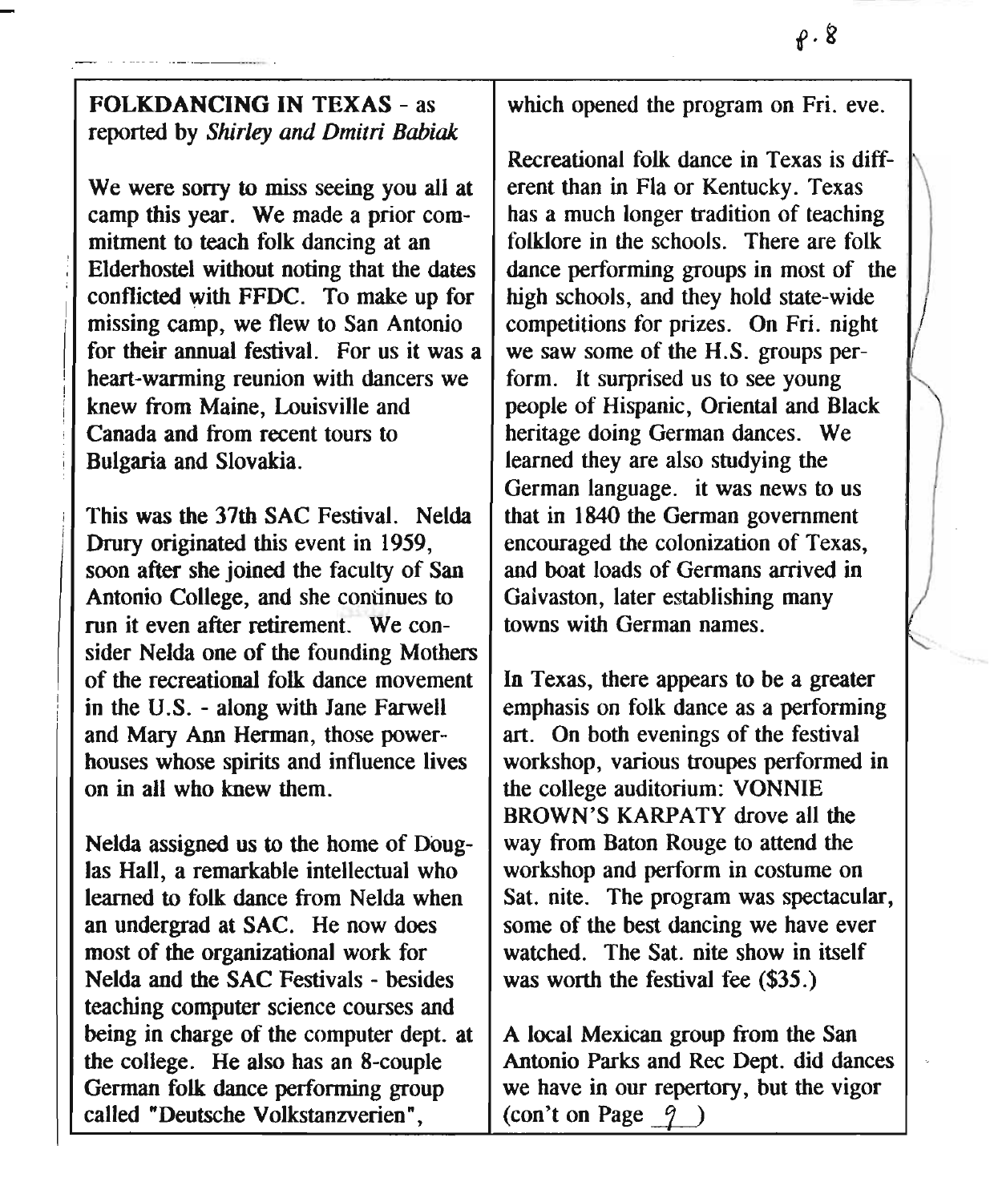**FOLKDANCING IN TEXAS** - as reported by *Shirley and Dmitri Babiak*

We were sorry to miss seeing you all at camp this year. We made a prior commitment to teach folk dancing at an Elderhostel without noting that the dates conflicted with FFDC. To make up for missing camp, we flew to San Antonio for their annual festival. For us it was a heart-warming reunion with dancers we knew from Maine, Louisville and Canada and from recent tours to Bulgaria and Slovakia.

This was the 37th SAC Festival. Nelda Drury originated this event in 1959, soon after she joined the faculty of San Antonio College, and she continues to run it even after retirement. We consider Nelda one of the founding Mothers of the recreational folk dance movement in the U.S. - along with Jane Farwell and Mary Ann Herman, those powerhouses whose spirits and influence lives on in all who knew them.

Nelda assigned us to the home of Douglas Hall, a remarkable intellectual who learned to folk dance from Nelda when an undergrad at SAC. He now does most of the organizational work for Nelda and the SAC Festivals - besides teaching computer science courses and being in charge of the computer dept. at the college. He also has an 8-couple German folk dance performing group called "Deutsche Volkstanzverien", which opened the program on Fri. eve.

Recreational folk dance in Texas is different than in Fla or Kentucky. Texas has a much longer tradition of teaching folklore in the schools. There are folk dance performing groups in most of the high schools, and they hold state-wide competitions for prizes. On Fri. night we saw some of the H.S. groups perform. It surprised us to see young people of Hispanic, Oriental and Black heritage doing German dances. We learned they are also studying the German language. it was news to us that in 1840 the German government encouraged the colonization of Texas, and boat loads of Germans arrived in Galvaston, later establishing many towns with German names.

In Texas, there appears to be a greater emphasis on folk dance as a performing art. On both evenings of the festival workshop, various troupes performed in the college auditorium: VONNIE BROWN'S KARPATY drove all the way from Baton Rouge to attend the workshop and perform in costume on Sat. nite. The program was spectacular, some of the best dancing we have ever watched. The Sat. nite show in itself was worth the festival fee ($35.)

A local Mexican group from the San Antonio Parks and Rec Dept. did dances we have in our repertory, but the vigor (con't on Page 9)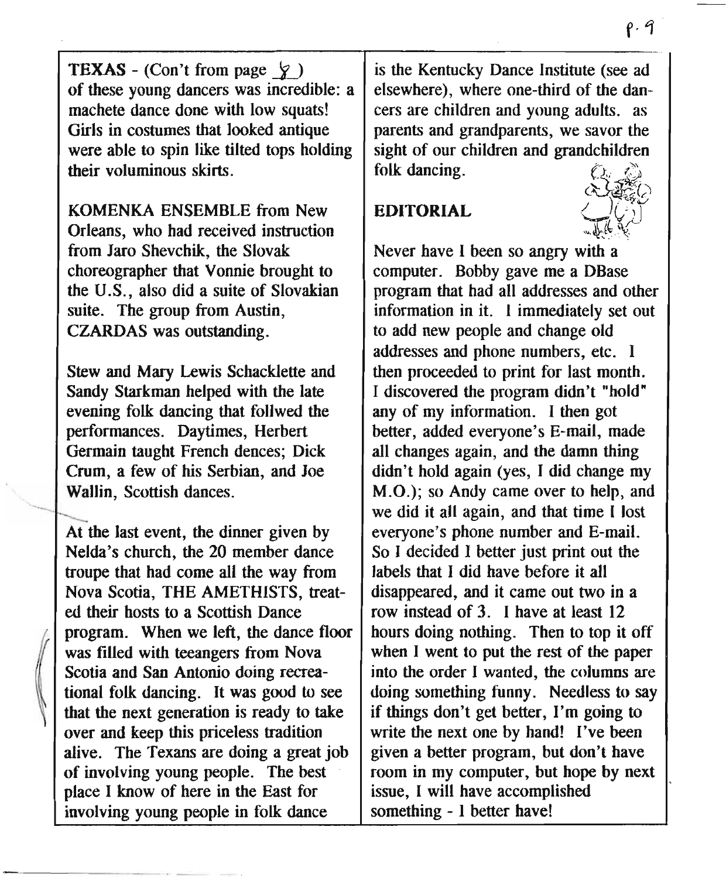**TEXAS** - (Con't from page 8) of these young dancers was incredible: a machete dance done with low squats! Girls in costumes that looked antique were able to spin like tilted tops holding their voluminous skirts.

KOMENKA ENSEMBLE from New Orleans, who had received instruction from Jaro Shevchik, the Slovak choreographer that Vonnie brought to the U.S., also did a suite of Slovakian suite. The group from Austin, CZARDAS was outstanding.

Stew and Mary Lewis Schacklette and Sandy Starkman helped with the late evening folk dancing that follwed the performances. Daytimes, Herbert Germain taught French dences; Dick Crum, a few of his Serbian, and Joe Wallin, Scottish dances.

At the last event, the dinner given by Nelda's church, the 20 member dance troupe that had come all the way from Nova Scotia, THE AMETHISTS, treated their hosts to a Scottish Dance program. When we left, the dance floor was filled with teeangers from Nova Scotia and San Antonio doing recreational folk dancing. It was good to see that the next generation is ready to take over and keep this priceless tradition alive. The Texans are doing a great job of involving young people. The best place I know of here in the East for involving young people in folk dance is the Kentucky Dance Institute (see ad elsewhere), where one-third of the dancers are children and young adults. as parents and grandparents, we savor the sight of our children and grandchildren folk dancing.

## EDITORIAL

Never have I been so angry with a computer. Bobby gave me a DBase program that had all addresses and other information in it. I immediately set out to add new people and change old addresses and phone numbers, etc. I then proceeded to print for last month. I discovered the program didn't "hold" any of my information. I then got better, added everyone's E-mail, made all changes again, and the damn thing didn't hold again (yes, I did change my M.O.); so Andy came over to help, and we did it all again, and that time I lost everyone's phone number and E-mail. So I decided I better just print out the labels that I did have before it all disappeared, and it came out two in a row instead of 3. I have at least 12 hours doing nothing. Then to top it off when I went to put the rest of the paper into the order I wanted, the columns are doing something funny. Needless to say if things don't get better, I'm going to write the next one by hand! I've been given a better program, but don't have room in my computer, but hope by next issue, I will have accomplished something - I better have!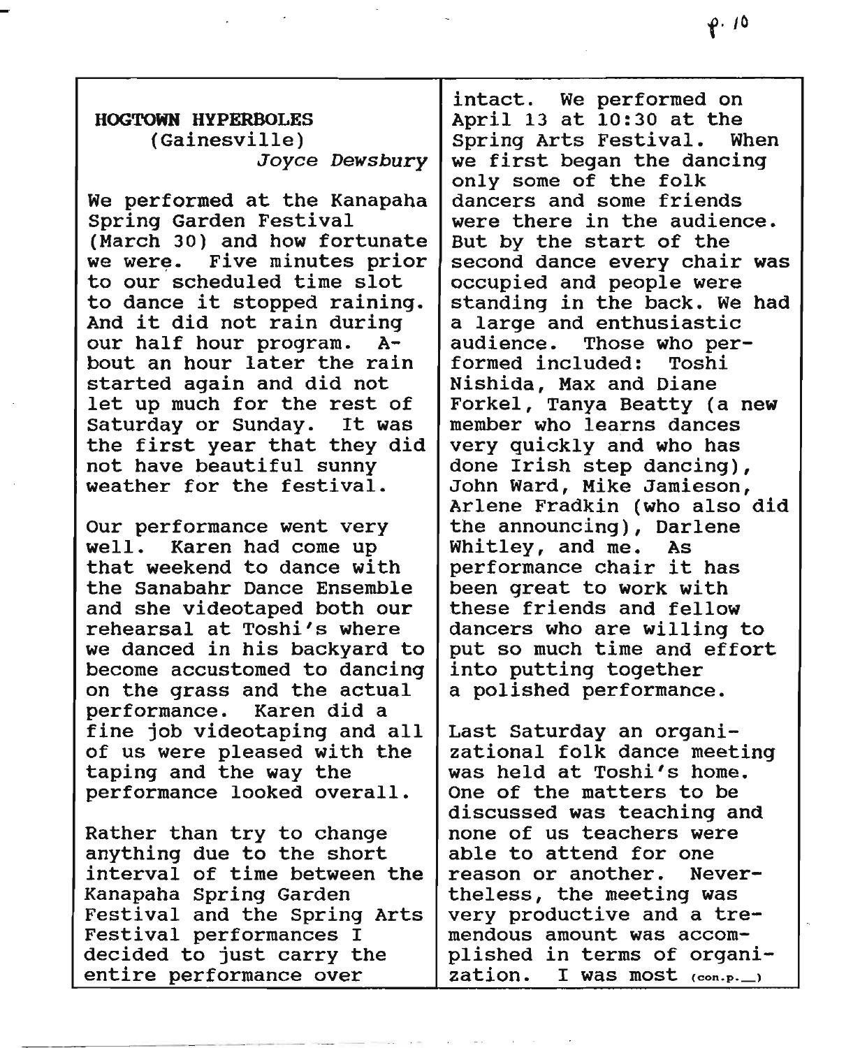## HOGTOWN HYPERBOLES
(Gainesville)
*Joyce Dewsbury*

We performed at the Kanapaha Spring Garden Festival (March 30) and how fortunate we were. Five minutes prior to our scheduled time slot to dance it stopped raining. And it did not rain during our half hour program. About an hour later the rain started again and did not let up much for the rest of Saturday or Sunday. It was the first year that they did not have beautiful sunny weather for the festival.

Our performance went very well. Karen had come up that weekend to dance with the Sanabahr Dance Ensemble and she videotaped both our rehearsal at Toshi's where we danced in his backyard to become accustomed to dancing on the grass and the actual performance. Karen did a fine job videotaping and all of us were pleased with the taping and the way the performance looked overall.

Rather than try to change anything due to the short interval of time between the Kanapaha Spring Garden Festival and the Spring Arts Festival performances I decided to just carry the entire performance over intact. We performed on April 13 at 10:30 at the Spring Arts Festival. When we first began the dancing only some of the folk dancers and some friends were there in the audience. But by the start of the second dance every chair was occupied and people were standing in the back. We had a large and enthusiastic audience. Those who performed included: Toshi Nishida, Max and Diane Forkel, Tanya Beatty (a new member who learns dances very quickly and who has done Irish step dancing), John Ward, Mike Jamieson, Arlene Fradkin (who also did the announcing), Darlene Whitley, and me. As performance chair it has been great to work with these friends and fellow dancers who are willing to put so much time and effort into putting together a polished performance.

Last Saturday an organizational folk dance meeting was held at Toshi's home. One of the matters to be discussed was teaching and none of us teachers were able to attend for one reason or another. Nevertheless, the meeting was very productive and a tremendous amount was accomplished in terms of organization. I was most (con.p.__)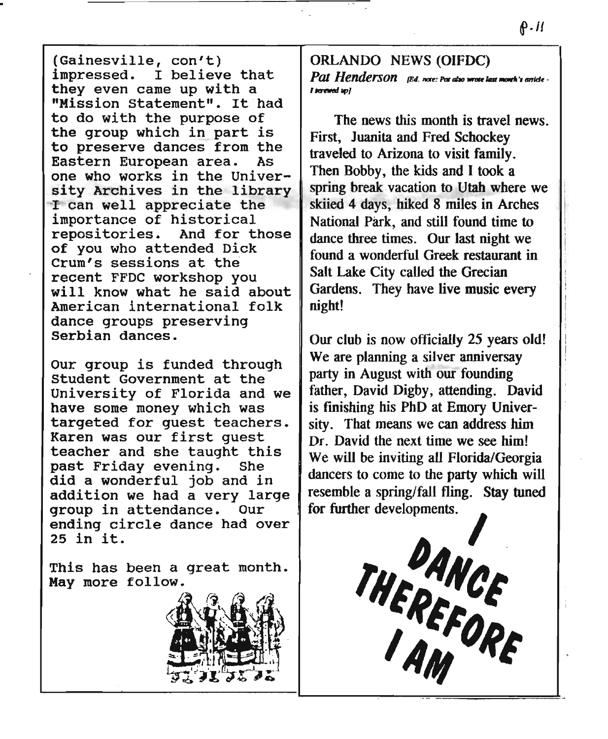(Gainesville, con't)
impressed. I believe that they even came up with a "Mission Statement". It had to do with the purpose of the group which in part is to preserve dances from the Eastern European area. As one who works in the University Archives in the library I can well appreciate the importance of historical repositories. And for those of you who attended Dick Crum's sessions at the recent FFDC workshop you will know what he said about American international folk dance groups preserving Serbian dances.

Our group is funded through Student Government at the University of Florida and we have some money which was targeted for guest teachers. Karen was our first guest teacher and she taught this past Friday evening. She did a wonderful job and in addition we had a very large group in attendance. Our ending circle dance had over 25 in it.

This has been a great month. May more follow.

## ORLANDO NEWS (OIFDC)

***Pat Henderson*** *[Ed. note: Pat also wrote last month's article - I screwed up]*

The news this month is travel news. First, Juanita and Fred Schockey traveled to Arizona to visit family. Then Bobby, the kids and I took a spring break vacation to Utah where we skiied 4 days, hiked 8 miles in Arches National Park, and still found time to dance three times. Our last night we found a wonderful Greek restaurant in Salt Lake City called the Grecian Gardens. They have live music every night!

Our club is now officially 25 years old! We are planning a silver anniversay party in August with our founding father, David Digby, attending. David is finishing his PhD at Emory University. That means we can address him Dr. David the next time we see him! We will be inviting all Florida/Georgia dancers to come to the party which will resemble a spring/fall fling. Stay tuned for further developments.

I DANCE THEREFORE I AM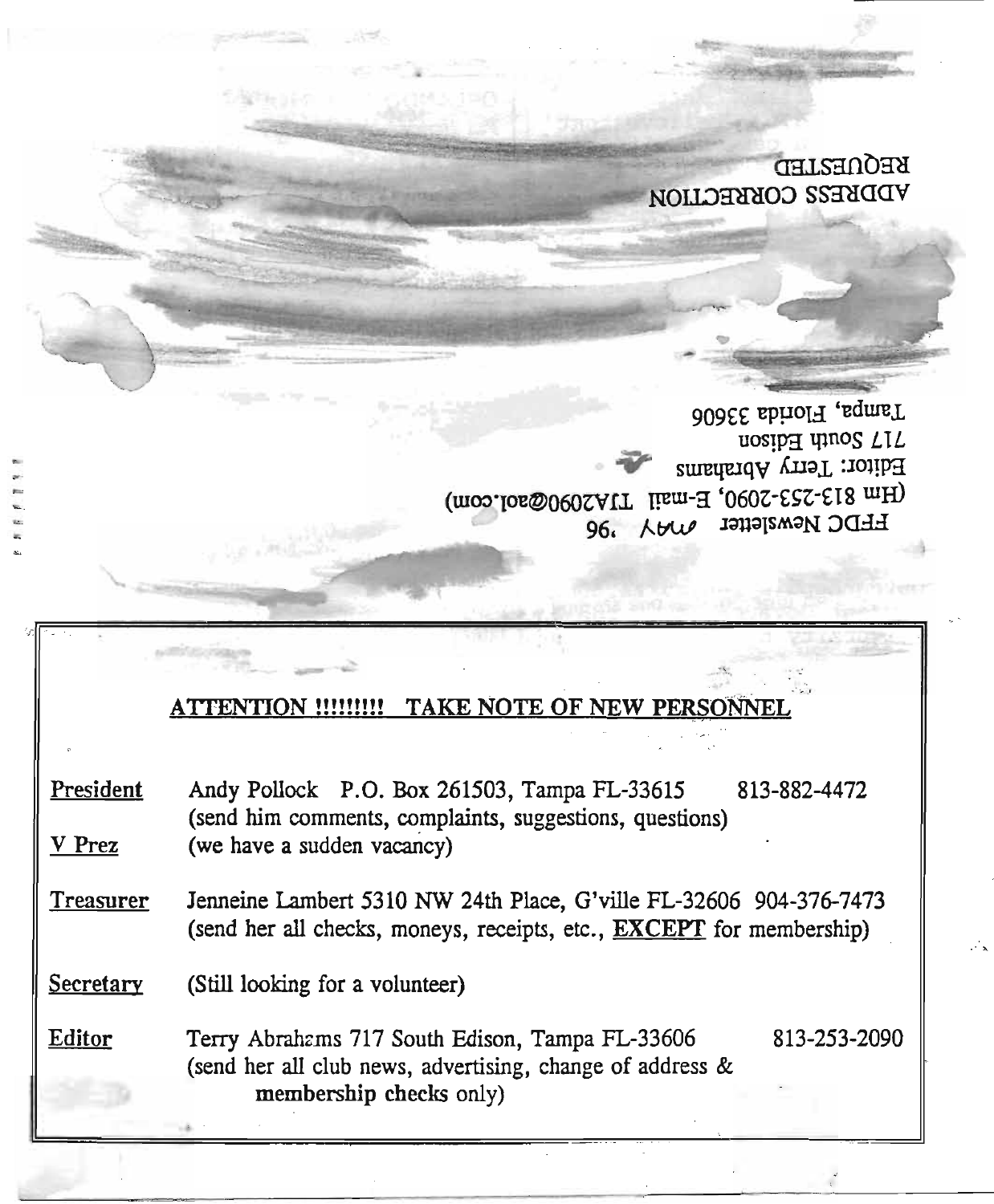ADDRESS CORRECTION REQUESTED

FFDC Newsletter MAY '96
(Hm 813-253-2090, E-mail TIA2090@aol.com)
Editor: Terry Abrahams
717 South Edison
Tampa, Florida 33606

## ATTENTION !!!!!!!! TAKE NOTE OF NEW PERSONNEL

| | | |
|---|---|---|
| President | Andy Pollock P.O. Box 261503, Tampa FL-33615 (send him comments, complaints, suggestions, questions) | 813-882-4472 |
| V Prez | (we have a sudden vacancy) | |
| Treasurer | Jenneine Lambert 5310 NW 24th Place, G'ville FL-32606 (send her all checks, moneys, receipts, etc., **EXCEPT** for membership) | 904-376-7473 |
| Secretary | (Still looking for a volunteer) | |
| Editor | Terry Abrahams 717 South Edison, Tampa FL-33606 (send her all club news, advertising, change of address & membership checks only) | 813-253-2090 |